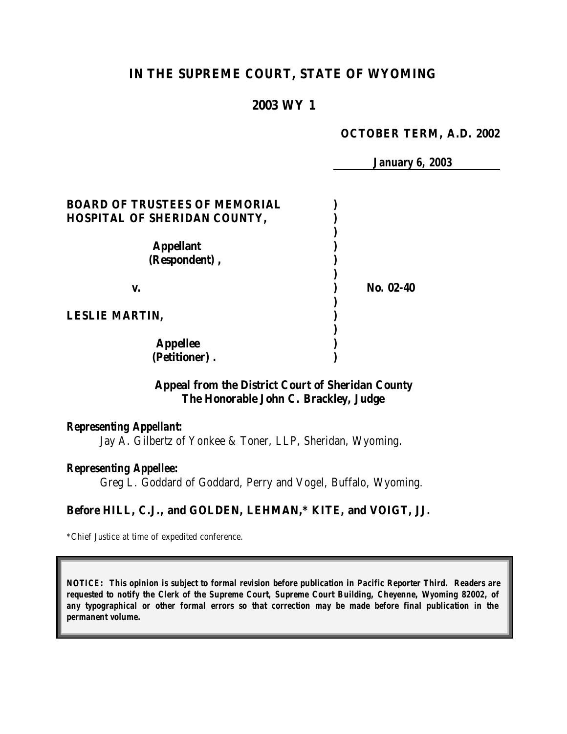# IN THE SUPREME COURT, STATE OF WYOMING

## 2003 WY 1

**OCTOBER TERM, A.D. 2002**

***January 6, 2003***

**BOARD OF TRUSTEES OF MEMORIAL HOSPITAL OF SHERIDAN COUNTY,**

**Appellant (Respondent),**

**v.** **No. 02-40**

**LESLIE MARTIN,**

**Appellee (Petitioner).**

**Appeal from the District Court of Sheridan County**
**The Honorable John C. Brackley, Judge**

***Representing Appellant:***
Jay A. Gilbertz of Yonkee & Toner, LLP, Sheridan, Wyoming.

***Representing Appellee:***
Greg L. Goddard of Goddard, Perry and Vogel, Buffalo, Wyoming.

**Before HILL, C.J., and GOLDEN, LEHMAN,\* KITE, and VOIGT, JJ.**

\*Chief Justice at time of expedited conference.

***NOTICE: This opinion is subject to formal revision before publication in Pacific Reporter Third. Readers are requested to notify the Clerk of the Supreme Court, Supreme Court Building, Cheyenne, Wyoming 82002, of any typographical or other formal errors so that correction may be made before final publication in the permanent volume.***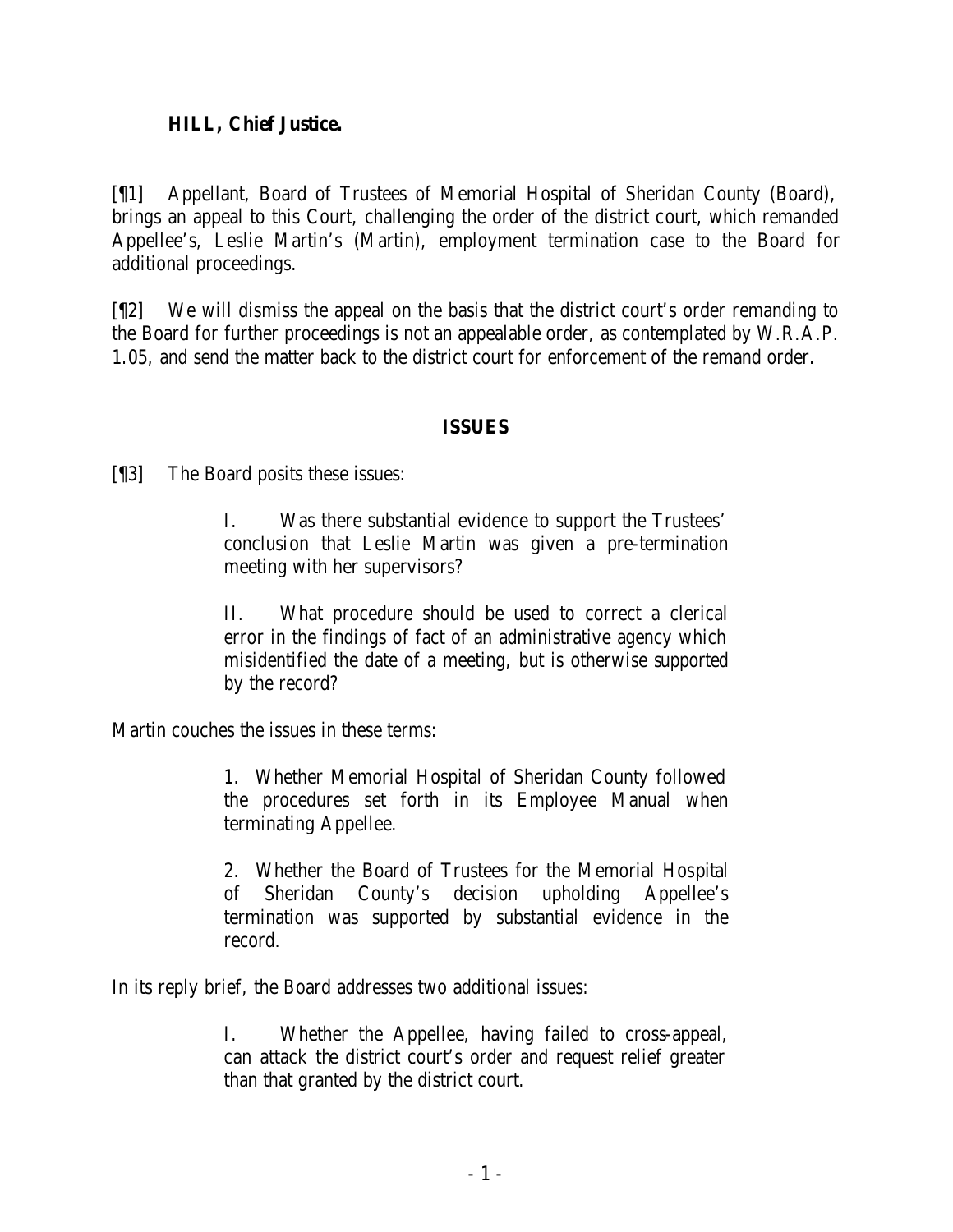**HILL, Chief Justice.**

[¶1] Appellant, Board of Trustees of Memorial Hospital of Sheridan County (Board), brings an appeal to this Court, challenging the order of the district court, which remanded Appellee's, Leslie Martin's (Martin), employment termination case to the Board for additional proceedings.

[¶2] We will dismiss the appeal on the basis that the district court's order remanding to the Board for further proceedings is not an appealable order, as contemplated by W.R.A.P. 1.05, and send the matter back to the district court for enforcement of the remand order.

## ISSUES

[¶3] The Board posits these issues:

> I. Was there substantial evidence to support the Trustees' conclusion that Leslie Martin was given a pre-termination meeting with her supervisors?
>
> II. What procedure should be used to correct a clerical error in the findings of fact of an administrative agency which misidentified the date of a meeting, but is otherwise supported by the record?

Martin couches the issues in these terms:

> 1. Whether Memorial Hospital of Sheridan County followed the procedures set forth in its Employee Manual when terminating Appellee.
>
> 2. Whether the Board of Trustees for the Memorial Hospital of Sheridan County's decision upholding Appellee's termination was supported by substantial evidence in the record.

In its reply brief, the Board addresses two additional issues:

> I. Whether the Appellee, having failed to cross-appeal, can attack the district court's order and request relief greater than that granted by the district court.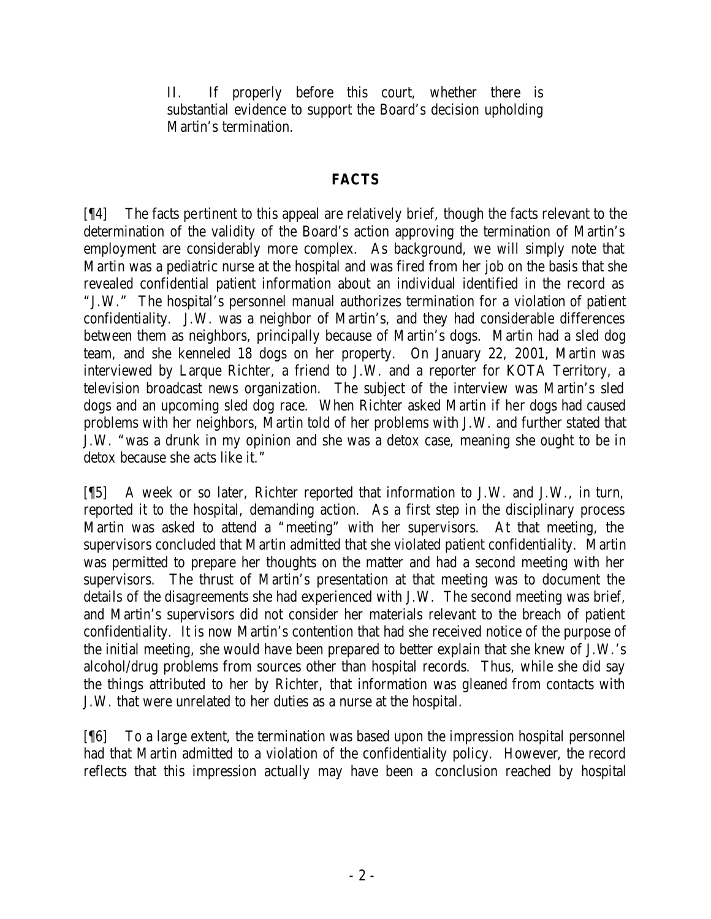II. If properly before this court, whether there is substantial evidence to support the Board's decision upholding Martin's termination.

## FACTS

[¶4] The facts pertinent to this appeal are relatively brief, though the facts relevant to the determination of the validity of the Board's action approving the termination of Martin's employment are considerably more complex. As background, we will simply note that Martin was a pediatric nurse at the hospital and was fired from her job on the basis that she revealed confidential patient information about an individual identified in the record as "J.W." The hospital's personnel manual authorizes termination for a violation of patient confidentiality. J.W. was a neighbor of Martin's, and they had considerable differences between them as neighbors, principally because of Martin's dogs. Martin had a sled dog team, and she kenneled 18 dogs on her property. On January 22, 2001, Martin was interviewed by Larque Richter, a friend to J.W. and a reporter for KOTA Territory, a television broadcast news organization. The subject of the interview was Martin's sled dogs and an upcoming sled dog race. When Richter asked Martin if her dogs had caused problems with her neighbors, Martin told of her problems with J.W. and further stated that J.W. "was a drunk in my opinion and she was a detox case, meaning she ought to be in detox because she acts like it."

[¶5] A week or so later, Richter reported that information to J.W. and J.W., in turn, reported it to the hospital, demanding action. As a first step in the disciplinary process Martin was asked to attend a "meeting" with her supervisors. At that meeting, the supervisors concluded that Martin admitted that she violated patient confidentiality. Martin was permitted to prepare her thoughts on the matter and had a second meeting with her supervisors. The thrust of Martin's presentation at that meeting was to document the details of the disagreements she had experienced with J.W. The second meeting was brief, and Martin's supervisors did not consider her materials relevant to the breach of patient confidentiality. It is now Martin's contention that had she received notice of the purpose of the initial meeting, she would have been prepared to better explain that she knew of J.W.'s alcohol/drug problems from sources other than hospital records. Thus, while she did say the things attributed to her by Richter, that information was gleaned from contacts with J.W. that were unrelated to her duties as a nurse at the hospital.

[¶6] To a large extent, the termination was based upon the impression hospital personnel had that Martin admitted to a violation of the confidentiality policy. However, the record reflects that this impression actually may have been a conclusion reached by hospital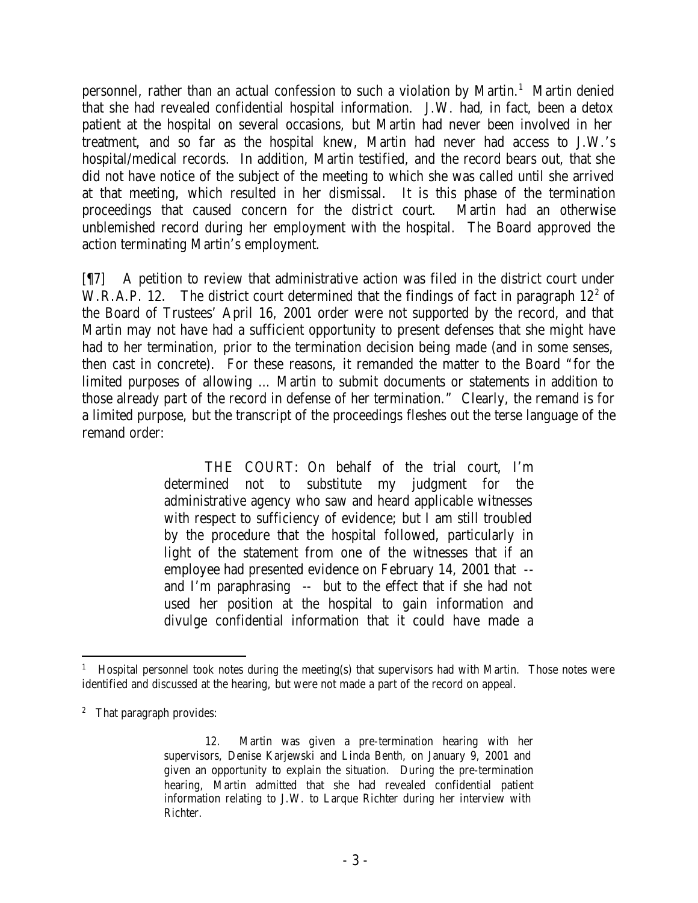personnel, rather than an actual confession to such a violation by Martin.[1] Martin denied that she had revealed confidential hospital information. J.W. had, in fact, been a detox patient at the hospital on several occasions, but Martin had never been involved in her treatment, and so far as the hospital knew, Martin had never had access to J.W.'s hospital/medical records. In addition, Martin testified, and the record bears out, that she did not have notice of the subject of the meeting to which she was called until she arrived at that meeting, which resulted in her dismissal. It is this phase of the termination proceedings that caused concern for the district court. Martin had an otherwise unblemished record during her employment with the hospital. The Board approved the action terminating Martin's employment.

[¶7] A petition to review that administrative action was filed in the district court under W.R.A.P. 12. The district court determined that the findings of fact in paragraph 12[2] of the Board of Trustees' April 16, 2001 order were not supported by the record, and that Martin may not have had a sufficient opportunity to present defenses that she might have had to her termination, prior to the termination decision being made (and in some senses, then cast in concrete). For these reasons, it remanded the matter to the Board "for the limited purposes of allowing … Martin to submit documents or statements in addition to those already part of the record in defense of her termination." Clearly, the remand is for a limited purpose, but the transcript of the proceedings fleshes out the terse language of the remand order:

> THE COURT: On behalf of the trial court, I'm determined not to substitute my judgment for the administrative agency who saw and heard applicable witnesses with respect to sufficiency of evidence; but I am still troubled by the procedure that the hospital followed, particularly in light of the statement from one of the witnesses that if an employee had presented evidence on February 14, 2001 that -- and I'm paraphrasing -- but to the effect that if she had not used her position at the hospital to gain information and divulge confidential information that it could have made a

---

[1] Hospital personnel took notes during the meeting(s) that supervisors had with Martin. Those notes were identified and discussed at the hearing, but were not made a part of the record on appeal.

[2] That paragraph provides:

> 12. Martin was given a pre-termination hearing with her supervisors, Denise Karjewski and Linda Benth, on January 9, 2001 and given an opportunity to explain the situation. During the pre-termination hearing, Martin admitted that she had revealed confidential patient information relating to J.W. to Larque Richter during her interview with Richter.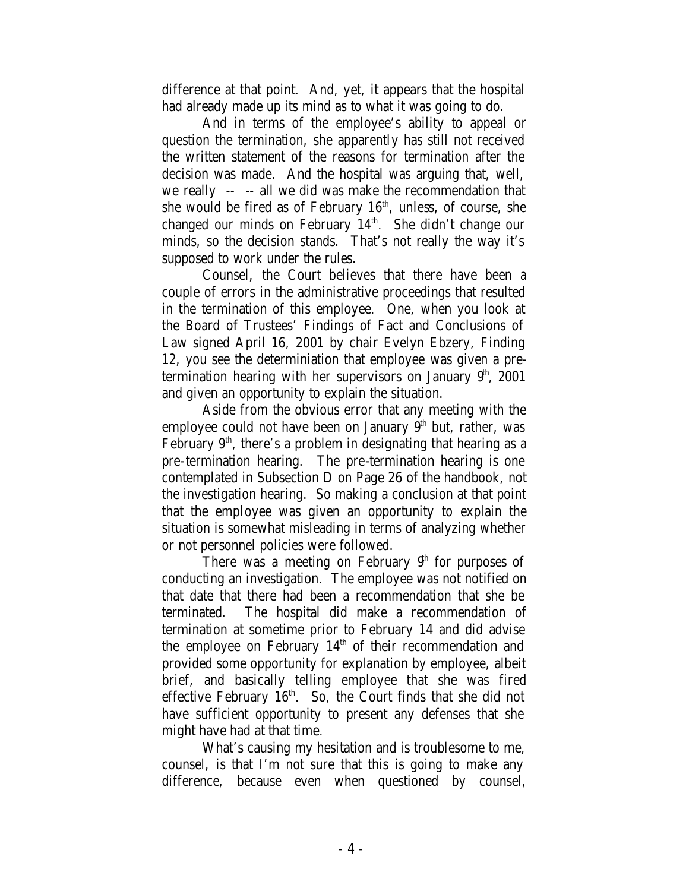difference at that point. And, yet, it appears that the hospital had already made up its mind as to what it was going to do.

And in terms of the employee's ability to appeal or question the termination, she apparently has still not received the written statement of the reasons for termination after the decision was made. And the hospital was arguing that, well, we really -- -- all we did was make the recommendation that she would be fired as of February 16th, unless, of course, she changed our minds on February 14th. She didn't change our minds, so the decision stands. That's not really the way it's supposed to work under the rules.

Counsel, the Court believes that there have been a couple of errors in the administrative proceedings that resulted in the termination of this employee. One, when you look at the Board of Trustees' Findings of Fact and Conclusions of Law signed April 16, 2001 by chair Evelyn Ebzery, Finding 12, you see the determiniation that employee was given a pre-termination hearing with her supervisors on January 9th, 2001 and given an opportunity to explain the situation.

Aside from the obvious error that any meeting with the employee could not have been on January 9th but, rather, was February 9th, there's a problem in designating that hearing as a pre-termination hearing. The pre-termination hearing is one contemplated in Subsection D on Page 26 of the handbook, not the investigation hearing. So making a conclusion at that point that the employee was given an opportunity to explain the situation is somewhat misleading in terms of analyzing whether or not personnel policies were followed.

There was a meeting on February 9th for purposes of conducting an investigation. The employee was not notified on that date that there had been a recommendation that she be terminated. The hospital did make a recommendation of termination at sometime prior to February 14 and did advise the employee on February 14th of their recommendation and provided some opportunity for explanation by employee, albeit brief, and basically telling employee that she was fired effective February 16th. So, the Court finds that she did not have sufficient opportunity to present any defenses that she might have had at that time.

What's causing my hesitation and is troublesome to me, counsel, is that I'm not sure that this is going to make any difference, because even when questioned by counsel,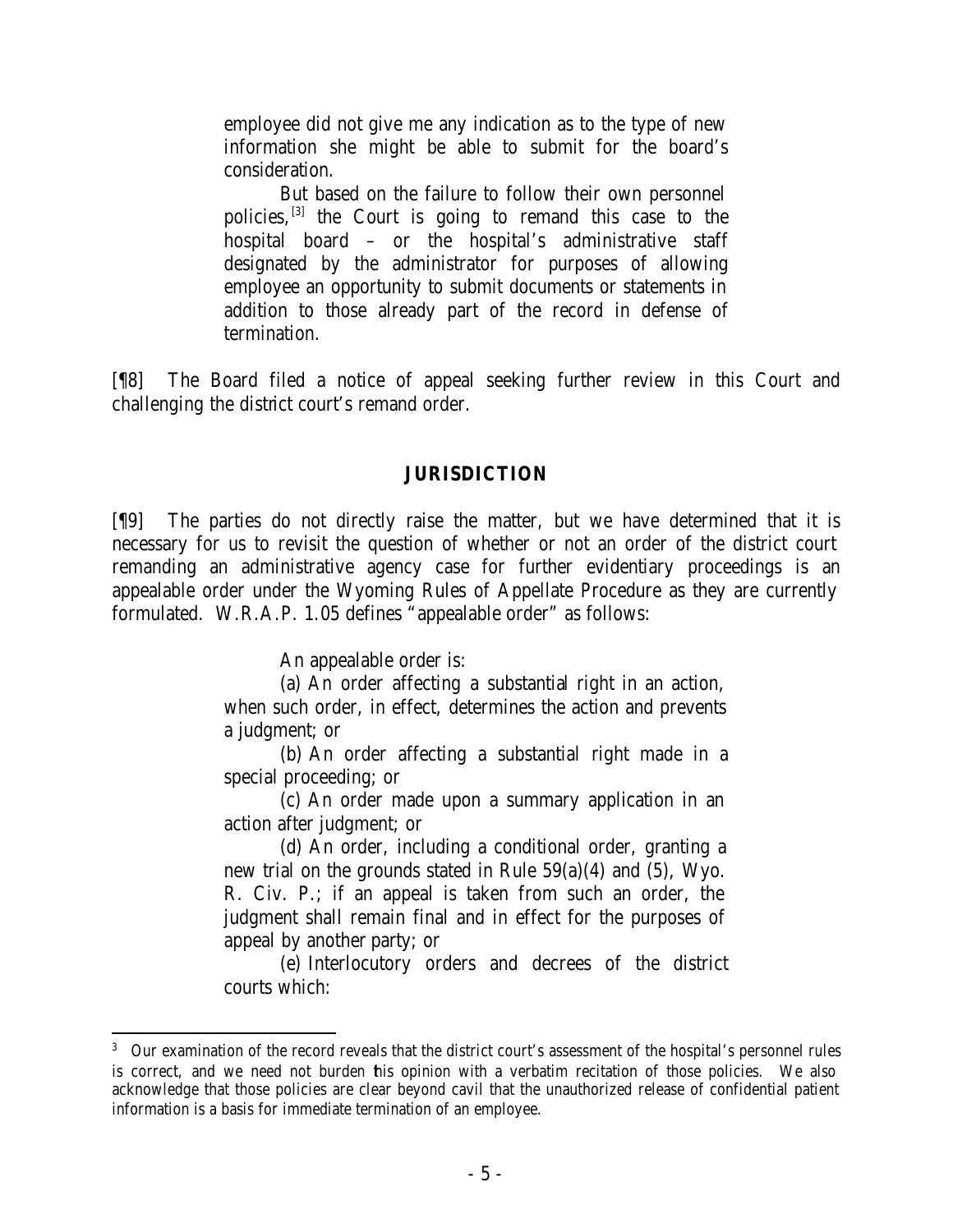> employee did not give me any indication as to the type of new information she might be able to submit for the board's consideration.
>
> But based on the failure to follow their own personnel policies,[3] the Court is going to remand this case to the hospital board – or the hospital's administrative staff designated by the administrator for purposes of allowing employee an opportunity to submit documents or statements in addition to those already part of the record in defense of termination.

[¶8] The Board filed a notice of appeal seeking further review in this Court and challenging the district court's remand order.

## JURISDICTION

[¶9] The parties do not directly raise the matter, but we have determined that it is necessary for us to revisit the question of whether or not an order of the district court remanding an administrative agency case for further evidentiary proceedings is an appealable order under the Wyoming Rules of Appellate Procedure as they are currently formulated. W.R.A.P. 1.05 defines "appealable order" as follows:

> An appealable order is:
>
> (a) An order affecting a substantial right in an action, when such order, in effect, determines the action and prevents a judgment; or
>
> (b) An order affecting a substantial right made in a special proceeding; or
>
> (c) An order made upon a summary application in an action after judgment; or
>
> (d) An order, including a conditional order, granting a new trial on the grounds stated in Rule 59(a)(4) and (5), Wyo. R. Civ. P.; if an appeal is taken from such an order, the judgment shall remain final and in effect for the purposes of appeal by another party; or
>
> (e) Interlocutory orders and decrees of the district courts which:

---

[3] Our examination of the record reveals that the district court's assessment of the hospital's personnel rules is correct, and we need not burden this opinion with a verbatim recitation of those policies. We also acknowledge that those policies are clear beyond cavil that the unauthorized release of confidential patient information is a basis for immediate termination of an employee.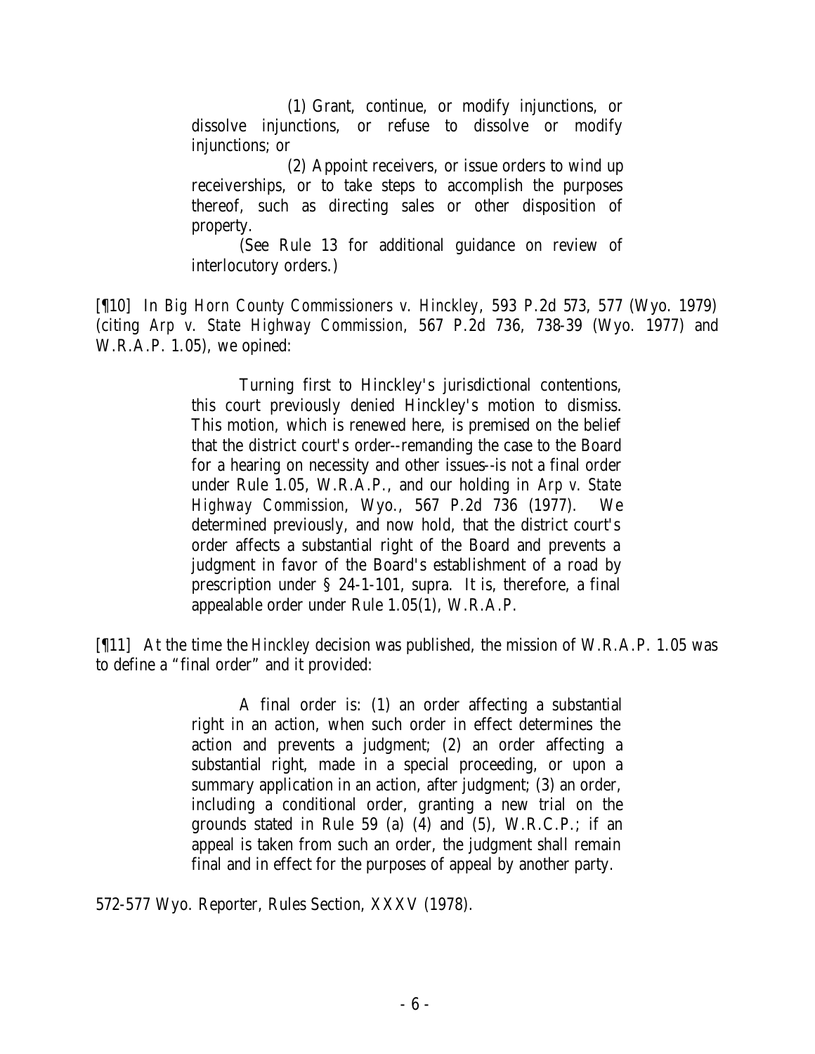> (1) Grant, continue, or modify injunctions, or dissolve injunctions, or refuse to dissolve or modify injunctions; or
>
> (2) Appoint receivers, or issue orders to wind up receiverships, or to take steps to accomplish the purposes thereof, such as directing sales or other disposition of property.
>
> (See Rule 13 for additional guidance on review of interlocutory orders.)

[¶10] In *Big Horn County Commissioners v. Hinckley*, 593 P.2d 573, 577 (Wyo. 1979) (citing *Arp v. State Highway Commission*, 567 P.2d 736, 738-39 (Wyo. 1977) and W.R.A.P. 1.05), we opined:

> Turning first to Hinckley's jurisdictional contentions, this court previously denied Hinckley's motion to dismiss. This motion, which is renewed here, is premised on the belief that the district court's order--remanding the case to the Board for a hearing on necessity and other issues--is not a final order under Rule 1.05, W.R.A.P., and our holding in *Arp v. State Highway Commission*, Wyo., 567 P.2d 736 (1977). We determined previously, and now hold, that the district court's order affects a substantial right of the Board and prevents a judgment in favor of the Board's establishment of a road by prescription under § 24-1-101, supra. It is, therefore, a final appealable order under Rule 1.05(1), W.R.A.P.

[¶11] At the time the *Hinckley* decision was published, the mission of W.R.A.P. 1.05 was to define a "final order" and it provided:

> A final order is: (1) an order affecting a substantial right in an action, when such order in effect determines the action and prevents a judgment; (2) an order affecting a substantial right, made in a special proceeding, or upon a summary application in an action, after judgment; (3) an order, including a conditional order, granting a new trial on the grounds stated in Rule 59 (a) (4) and (5), W.R.C.P.; if an appeal is taken from such an order, the judgment shall remain final and in effect for the purposes of appeal by another party.

572-577 Wyo. Reporter, Rules Section, XXXV (1978).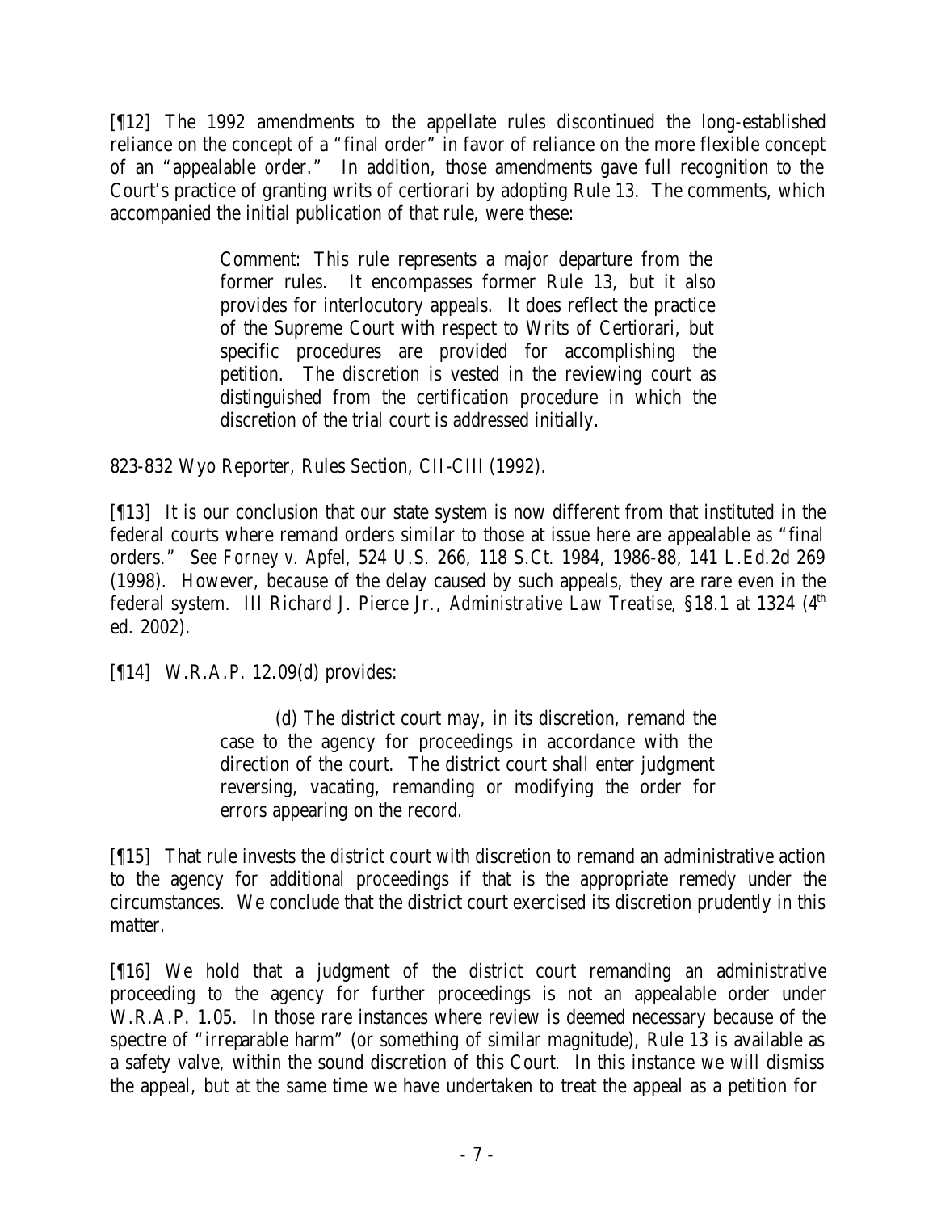[¶12] The 1992 amendments to the appellate rules discontinued the long-established reliance on the concept of a "final order" in favor of reliance on the more flexible concept of an "appealable order." In addition, those amendments gave full recognition to the Court's practice of granting writs of certiorari by adopting Rule 13. The comments, which accompanied the initial publication of that rule, were these:

> Comment: This rule represents a major departure from the former rules. It encompasses former Rule 13, but it also provides for interlocutory appeals. It does reflect the practice of the Supreme Court with respect to Writs of Certiorari, but specific procedures are provided for accomplishing the petition. The discretion is vested in the reviewing court as distinguished from the certification procedure in which the discretion of the trial court is addressed initially.

823-832 Wyo Reporter, Rules Section, CII-CIII (1992).

[¶13] It is our conclusion that our state system is now different from that instituted in the federal courts where remand orders similar to those at issue here are appealable as "final orders." *See Forney v. Apfel*, 524 U.S. 266, 118 S.Ct. 1984, 1986-88, 141 L.Ed.2d 269 (1998). However, because of the delay caused by such appeals, they are rare even in the federal system. III Richard J. Pierce Jr., *Administrative Law Treatise*, §18.1 at 1324 (4th ed. 2002).

[¶14] W.R.A.P. 12.09(d) provides:

> (d) The district court may, in its discretion, remand the case to the agency for proceedings in accordance with the direction of the court. The district court shall enter judgment reversing, vacating, remanding or modifying the order for errors appearing on the record.

[¶15] That rule invests the district court with discretion to remand an administrative action to the agency for additional proceedings if that is the appropriate remedy under the circumstances. We conclude that the district court exercised its discretion prudently in this matter.

[¶16] We hold that a judgment of the district court remanding an administrative proceeding to the agency for further proceedings is not an appealable order under W.R.A.P. 1.05. In those rare instances where review is deemed necessary because of the spectre of "irreparable harm" (or something of similar magnitude), Rule 13 is available as a safety valve, within the sound discretion of this Court. In this instance we will dismiss the appeal, but at the same time we have undertaken to treat the appeal as a petition for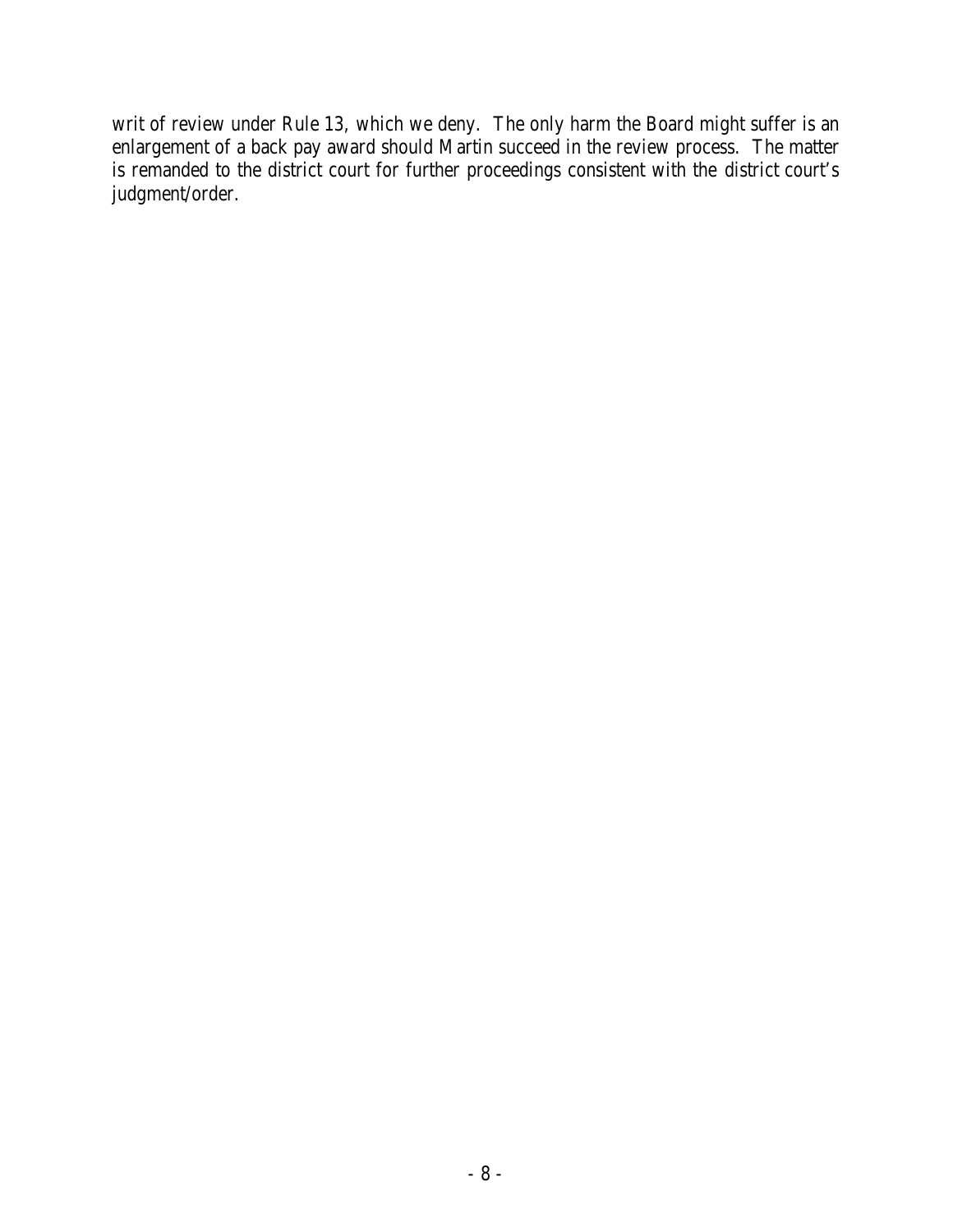writ of review under Rule 13, which we deny. The only harm the Board might suffer is an enlargement of a back pay award should Martin succeed in the review process. The matter is remanded to the district court for further proceedings consistent with the district court's judgment/order.